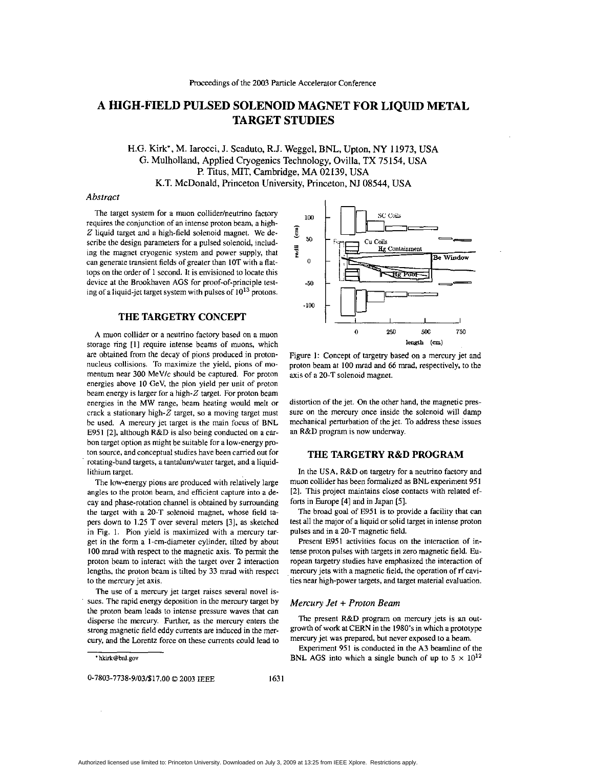# A HIGH-FIELD PULSED SOLENOID MAGNET FOR LIQUID METAL TARGET STUDIES

H.G. Kirk*, M. Iarocci, J. Scaduto, R.J. Weggel, BNL, Upton, NY 11973, USA
G. Mulholland, Applied Cryogenics Technology, Ovilla, TX 75154, USA
P. Titus, MIT, Cambridge, MA 02139, USA
K.T. McDonald, Princeton University, Princeton, NJ 08544, USA

### *Abstract*

The target system for a muon collider/neutrino factory requires the conjunction of an intense proton beam, a high-$Z$ liquid target and a high-field solenoid magnet. We describe the design parameters for a pulsed solenoid, including the magnet cryogenic system and power supply, that can generate transient fields of greater than 10T with a flat-tops on the order of 1 second. It is envisioned to locate this device at the Brookhaven AGS for proof-of-principle testing of a liquid-jet target system with pulses of $10^{13}$ protons.

## THE TARGETRY CONCEPT

A muon collider or a neutrino factory based on a muon storage ring [1] require intense beams of muons, which are obtained from the decay of pions produced in proton-nucleus collisions. To maximize the yield, pions of momentum near 300 MeV/$c$ should be captured. For proton energies above 10 GeV, the pion yield per unit of proton beam energy is larger for a high-$Z$ target. For proton beam energies in the MW range, beam heating would melt or crack a stationary high-$Z$ target, so a moving target must be used. A mercury jet target is the main focus of BNL E951 [2], although R&D is also being conducted on a carbon target option as might be suitable for a low-energy proton source, and conceptual studies have been carried out for rotating-band targets, a tantalum/water target, and a liquid-lithium target.

The low-energy pions are produced with relatively large angles to the proton beam, and efficient capture into a decay and phase-rotation channel is obtained by surrounding the target with a 20-T solenoid magnet, whose field tapers down to 1.25 T over several meters [3], as sketched in Fig. 1. Pion yield is maximized with a mercury target in the form a 1-cm-diameter cylinder, tilted by about 100 mrad with respect to the magnetic axis. To permit the proton beam to interact with the target over 2 interaction lengths, the proton beam is tilted by 33 mrad with respect to the mercury jet axis.

The use of a mercury jet target raises several novel issues. The rapid energy deposition in the mercury target by the proton beam leads to intense pressure waves that can disperse the mercury. Further, as the mercury enters the strong magnetic field eddy currents are induced in the mercury, and the Lorentz force on these currents could lead to distortion of the jet. On the other hand, the magnetic pressure on the mercury once inside the solenoid will damp mechanical perturbation of the jet. To address these issues an R&D program is now underway.

Figure 1: Concept of targetry based on a mercury jet and proton beam at 100 mrad and 66 mrad, respectively, to the axis of a 20-T solenoid magnet.

## THE TARGETRY R&D PROGRAM

In the USA, R&D on targetry for a neutrino factory and muon collider has been formalized as BNL experiment 951 [2]. This project maintains close contacts with related efforts in Europe [4] and in Japan [5].

The broad goal of E951 is to provide a facility that can test all the major of a liquid or solid target in intense proton pulses and in a 20-T magnetic field.

Present E951 activities focus on the interaction of intense proton pulses with targets in zero magnetic field. European targetry studies have emphasized the interaction of mercury jets with a magnetic field, the operation of rf cavities near high-power targets, and target material evaluation.

### *Mercury Jet + Proton Beam*

The present R&D program on mercury jets is an outgrowth of work at CERN in the 1980's in which a prototype mercury jet was prepared, but never exposed to a beam.

Experiment 951 is conducted in the A3 beamline of the BNL AGS into which a single bunch of up to $5 \times 10^{12}$

*hkirk@bnl.gov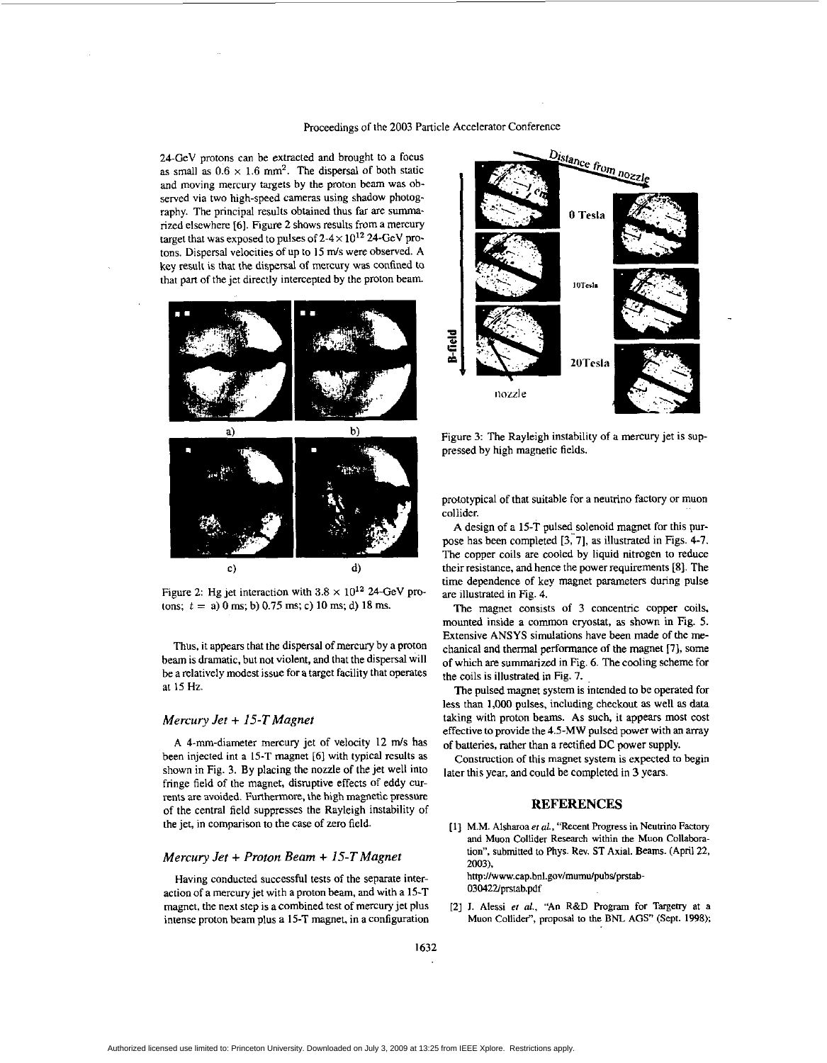24-GeV protons can be extracted and brought to a focus as small as $0.6 \times 1.6$ mm$^2$. The dispersal of both static and moving mercury targets by the proton beam was observed via two high-speed cameras using shadow photography. The principal results obtained thus far are summarized elsewhere [6]. Figure 2 shows results from a mercury target that was exposed to pulses of $2\text{-}4 \times 10^{12}$ 24-GeV protons. Dispersal velocities of up to 15 m/s were observed. A key result is that the dispersal of mercury was confined to that part of the jet directly intercepted by the proton beam.

Figure 2: Hg jet interaction with $3.8 \times 10^{12}$ 24-GeV protons; $t =$ a) 0 ms; b) 0.75 ms; c) 10 ms; d) 18 ms.

Thus, it appears that the dispersal of mercury by a proton beam is dramatic, but not violent, and that the dispersal will be a relatively modest issue for a target facility that operates at 15 Hz.

### *Mercury Jet + 15-T Magnet*

A 4-mm-diameter mercury jet of velocity 12 m/s has been injected int a 15-T magnet [6] with typical results as shown in Fig. 3. By placing the nozzle of the jet well into fringe field of the magnet, disruptive effects of eddy currents are avoided. Furthermore, the high magnetic pressure of the central field suppresses the Rayleigh instability of the jet, in comparison to the case of zero field.

### *Mercury Jet + Proton Beam + 15-T Magnet*

Having conducted successful tests of the separate interaction of a mercury jet with a proton beam, and with a 15-T magnet, the next step is a combined test of mercury jet plus intense proton beam plus a 15-T magnet, in a configuration prototypical of that suitable for a neutrino factory or muon collider.

Figure 3: The Rayleigh instability of a mercury jet is suppressed by high magnetic fields.

A design of a 15-T pulsed solenoid magnet for this purpose has been completed [3, 7], as illustrated in Figs. 4-7. The copper coils are cooled by liquid nitrogen to reduce their resistance, and hence the power requirements [8]. The time dependence of key magnet parameters during pulse are illustrated in Fig. 4.

The magnet consists of 3 concentric copper coils, mounted inside a common cryostat, as shown in Fig. 5. Extensive ANSYS simulations have been made of the mechanical and thermal performance of the magnet [7], some of which are summarized in Fig. 6. The cooling scheme for the coils is illustrated in Fig. 7.

The pulsed magnet system is intended to be operated for less than 1,000 pulses, including checkout as well as data taking with proton beams. As such, it appears most cost effective to provide the 4.5-MW pulsed power with an array of batteries, rather than a rectified DC power supply.

Construction of this magnet system is expected to begin later this year, and could be completed in 3 years.

## REFERENCES

[1] M.M. Alsharoa *et al.*, "Recent Progress in Neutrino Factory and Muon Collider Research within the Muon Collaboration", submitted to Phys. Rev. ST Axial. Beams. (April 22, 2003), http://www.cap.bnl.gov/mumu/pubs/prstab-030422/prstab.pdf

[2] J. Alessi *et al.*, "An R&D Program for Targetry at a Muon Collider", proposal to the BNL AGS" (Sept. 1998);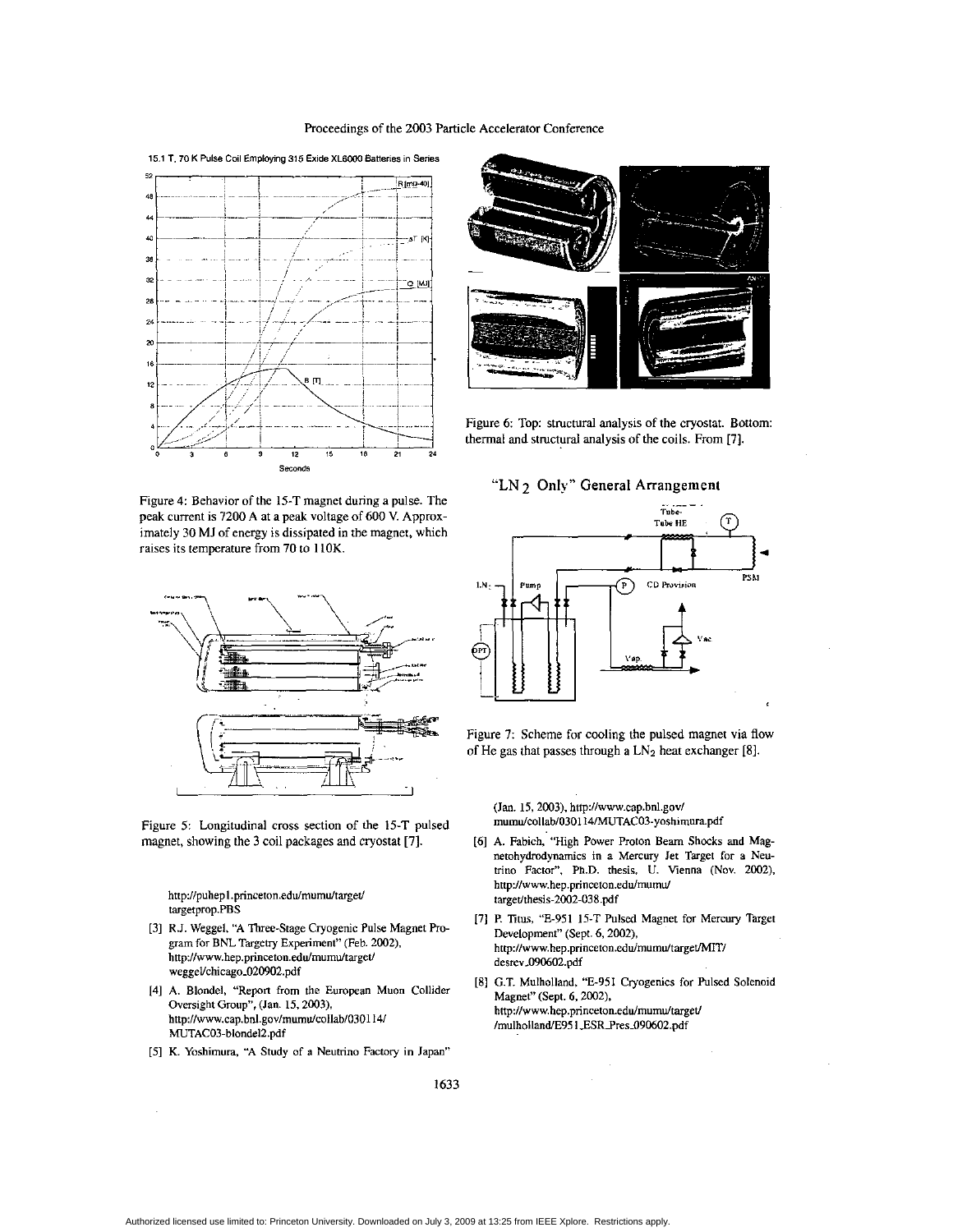15.1 T, 70 K Pulse Coil Employing 315 Exide XL6000 Batteries in Series

R [mΩ-40]
T [K]
Q [MJ]
B [T]
Seconds

Figure 4: Behavior of the 15-T magnet during a pulse. The peak current is 7200 A at a peak voltage of 600 V. Approximately 30 MJ of energy is dissipated in the magnet, which raises its temperature from 70 to 110K.

Figure 5: Longitudinal cross section of the 15-T pulsed magnet, showing the 3 coil packages and cryostat [7].

http://puhep1.princeton.edu/mumu/target/targetprop.PBS

[3] R.J. Weggel, "A Three-Stage Cryogenic Pulse Magnet Program for BNL Targetry Experiment" (Feb. 2002), http://www.hep.princeton.edu/mumu/target/weggel/chicago_020902.pdf

[4] A. Blondel, "Report from the European Muon Collider Oversight Group", (Jan. 15, 2003), http://www.cap.bnl.gov/mumu/collab/030114/MUTAC03-blondel2.pdf

[5] K. Yoshimura, "A Study of a Neutrino Factory in Japan" (Jan. 15, 2003), http://www.cap.bnl.gov/mumu/collab/030114/MUTAC03-yoshimura.pdf

Figure 6: Top: structural analysis of the cryostat. Bottom: thermal and structural analysis of the coils. From [7].

"$LN_2$ Only" General Arrangement

Figure 7: Scheme for cooling the pulsed magnet via flow of He gas that passes through a $LN_2$ heat exchanger [8].

[6] A. Fabich, "High Power Proton Beam Shocks and Magnetohydrodynamics in a Mercury Jet Target for a Neutrino Factor", Ph.D. thesis, U. Vienna (Nov. 2002), http://www.hep.princeton.edu/mumu/target/thesis-2002-038.pdf

[7] P. Titus, "E-951 15-T Pulsed Magnet for Mercury Target Development" (Sept. 6, 2002), http://www.hep.princeton.edu/mumu/target/MIT/desrev_090602.pdf

[8] G.T. Mulholland, "E-951 Cryogenics for Pulsed Solenoid Magnet" (Sept. 6, 2002), http://www.hep.princeton.edu/mumu/target/mulholland/E951_ESR_Pres_090602.pdf